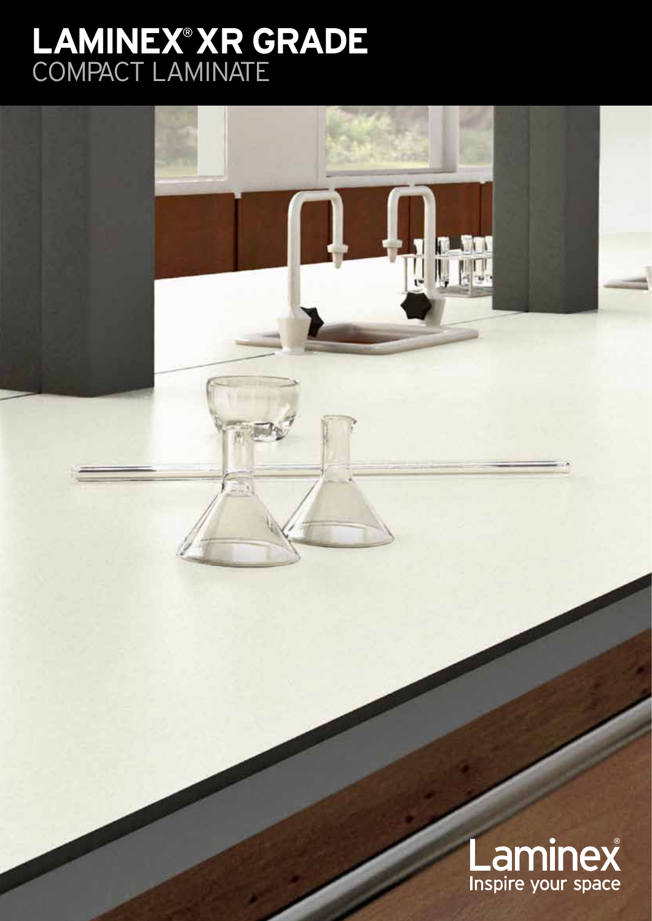# LAMINEX® XR GRADE
## COMPACT LAMINATE

Laminex®
Inspire your space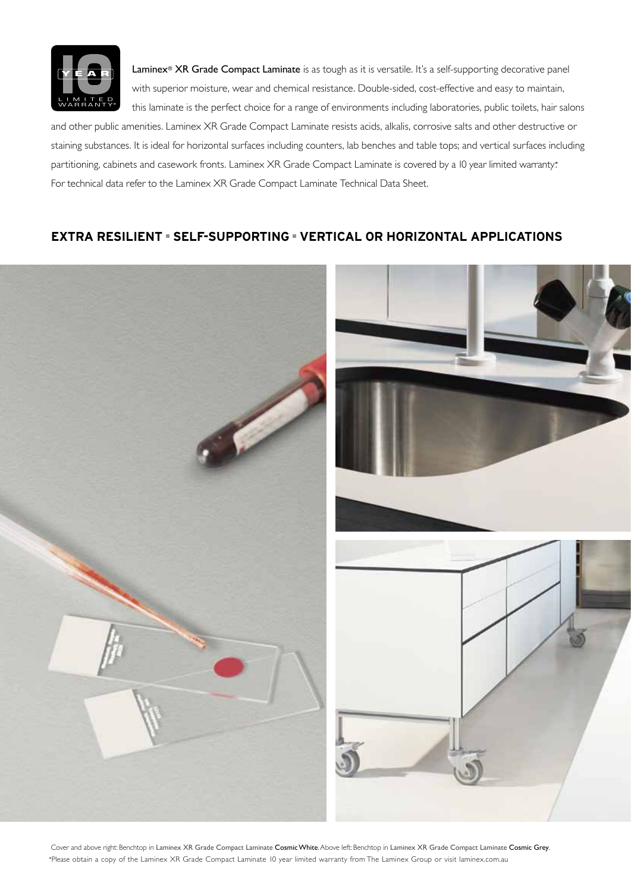Laminex® XR Grade Compact Laminate is as tough as it is versatile. It's a self-supporting decorative panel with superior moisture, wear and chemical resistance. Double-sided, cost-effective and easy to maintain, this laminate is the perfect choice for a range of environments including laboratories, public toilets, hair salons and other public amenities. Laminex XR Grade Compact Laminate resists acids, alkalis, corrosive salts and other destructive or staining substances. It is ideal for horizontal surfaces including counters, lab benches and table tops; and vertical surfaces including partitioning, cabinets and casework fronts. Laminex XR Grade Compact Laminate is covered by a 10 year limited warranty.* For technical data refer to the Laminex XR Grade Compact Laminate Technical Data Sheet.

## EXTRA RESILIENT ▪ SELF-SUPPORTING ▪ VERTICAL OR HORIZONTAL APPLICATIONS

Cover and above right: Benchtop in Laminex XR Grade Compact Laminate Cosmic White. Above left: Benchtop in Laminex XR Grade Compact Laminate Cosmic Grey.

*Please obtain a copy of the Laminex XR Grade Compact Laminate 10 year limited warranty from The Laminex Group or visit laminex.com.au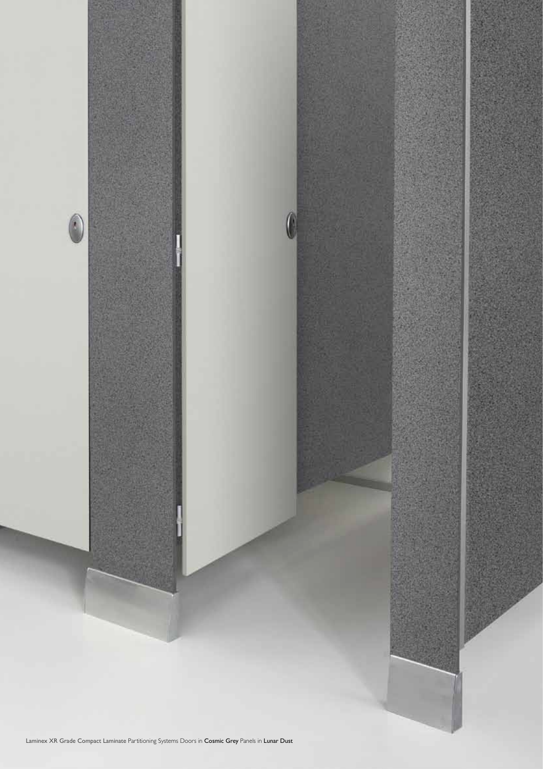Laminex XR Grade Compact Laminate Partitioning Systems Doors in **Cosmic Grey** Panels in **Lunar Dust**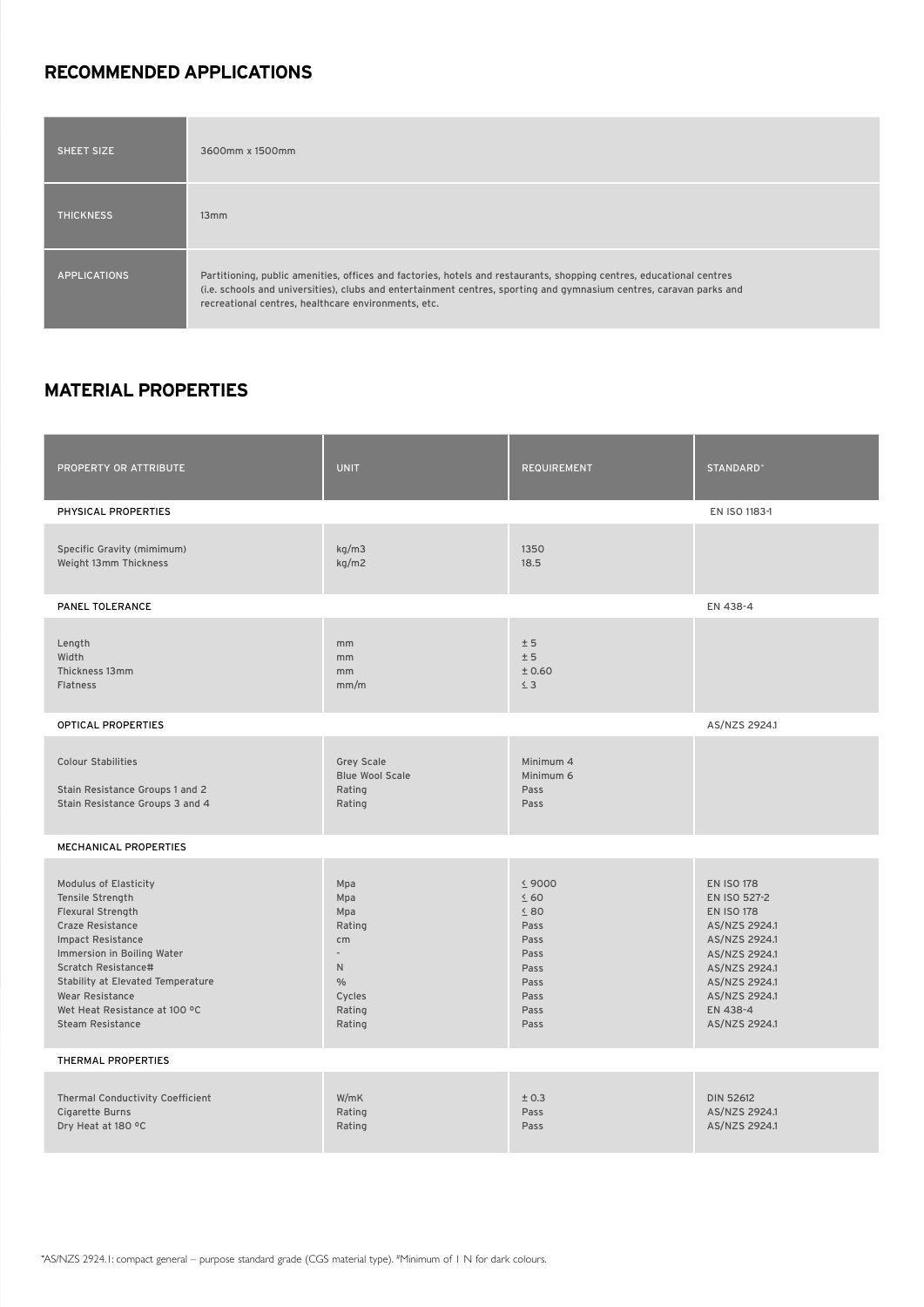## RECOMMENDED APPLICATIONS

| | |
|---|---|
| SHEET SIZE | 3600mm x 1500mm |
| THICKNESS | 13mm |
| APPLICATIONS | Partitioning, public amenities, offices and factories, hotels and restaurants, shopping centres, educational centres (i.e. schools and universities), clubs and entertainment centres, sporting and gymnasium centres, caravan parks and recreational centres, healthcare environments, etc. |

## MATERIAL PROPERTIES

| PROPERTY OR ATTRIBUTE | UNIT | REQUIREMENT | STANDARD* |
|---|---|---|---|
| PHYSICAL PROPERTIES | | | EN ISO 1183-1 |
| Specific Gravity (mimimum)<br>Weight 13mm Thickness | kg/m3<br>kg/m2 | 1350<br>18.5 | |
| PANEL TOLERANCE | | | EN 438-4 |
| Length<br>Width<br>Thickness 13mm<br>Flatness | mm<br>mm<br>mm<br>mm/m | ± 5<br>± 5<br>± 0.60<br>≤ 3 | |
| OPTICAL PROPERTIES | | | AS/NZS 2924.1 |
| Colour Stabilities<br><br>Stain Resistance Groups 1 and 2<br>Stain Resistance Groups 3 and 4 | Grey Scale<br>Blue Wool Scale<br>Rating<br>Rating | Minimum 4<br>Minimum 6<br>Pass<br>Pass | |
| MECHANICAL PROPERTIES | | | |
| Modulus of Elasticity<br>Tensile Strength<br>Flexural Strength<br>Craze Resistance<br>Impact Resistance<br>Immersion in Boiling Water<br>Scratch Resistance#<br>Stability at Elevated Temperature<br>Wear Resistance<br>Wet Heat Resistance at 100 ºC<br>Steam Resistance | Mpa<br>Mpa<br>Mpa<br>Rating<br>cm<br>-<br>N<br>%<br>Cycles<br>Rating<br>Rating | ≤ 9000<br>≤ 60<br>≤ 80<br>Pass<br>Pass<br>Pass<br>Pass<br>Pass<br>Pass<br>Pass<br>Pass | EN ISO 178<br>EN ISO 527-2<br>EN ISO 178<br>AS/NZS 2924.1<br>AS/NZS 2924.1<br>AS/NZS 2924.1<br>AS/NZS 2924.1<br>AS/NZS 2924.1<br>AS/NZS 2924.1<br>EN 438-4<br>AS/NZS 2924.1 |
| THERMAL PROPERTIES | | | |
| Thermal Conductivity Coefficient<br>Cigarette Burns<br>Dry Heat at 180 ºC | W/mK<br>Rating<br>Rating | ± 0.3<br>Pass<br>Pass | DIN 52612<br>AS/NZS 2924.1<br>AS/NZS 2924.1 |

*AS/NZS 2924.1: compact general – purpose standard grade (CGS material type). #Minimum of 1 N for dark colours.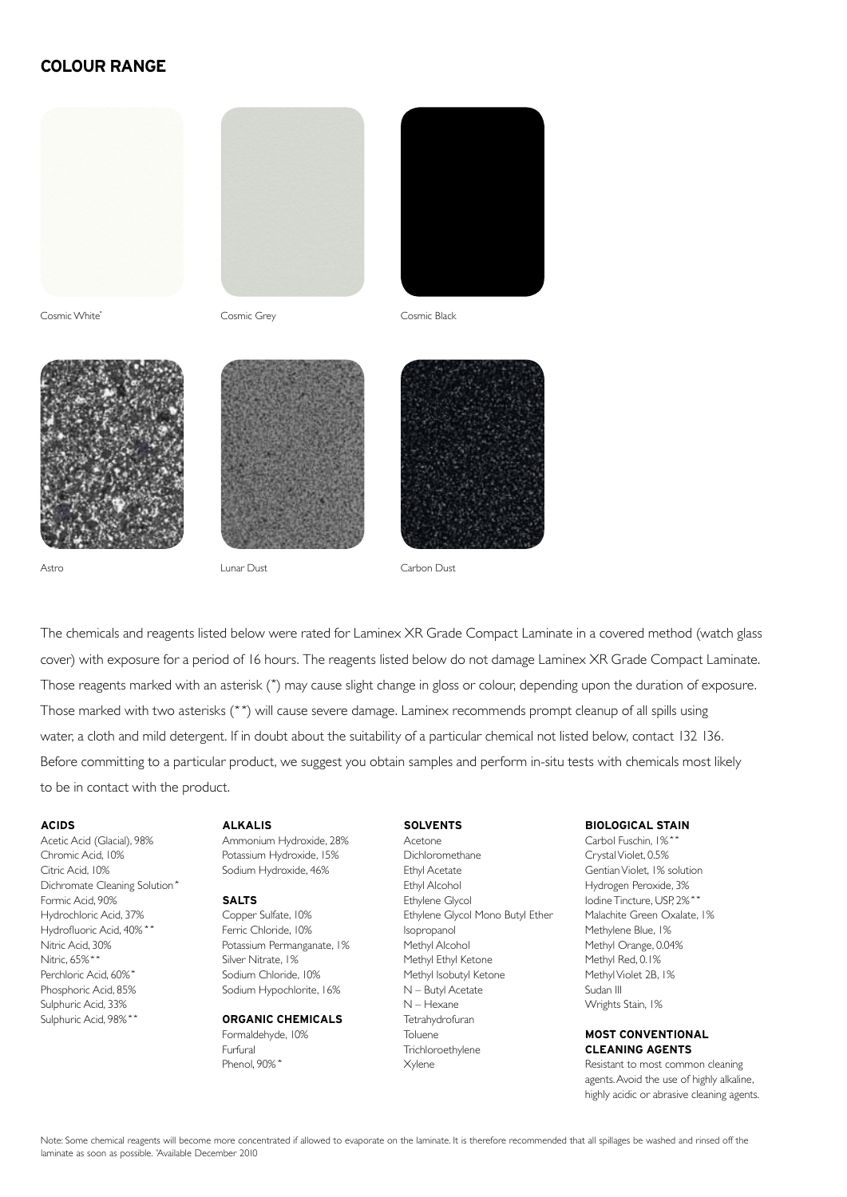## COLOUR RANGE

Cosmic White*

Cosmic Grey

Cosmic Black

Astro

Lunar Dust

Carbon Dust

The chemicals and reagents listed below were rated for Laminex XR Grade Compact Laminate in a covered method (watch glass cover) with exposure for a period of 16 hours. The reagents listed below do not damage Laminex XR Grade Compact Laminate. Those reagents marked with an asterisk (*) may cause slight change in gloss or colour, depending upon the duration of exposure. Those marked with two asterisks (**) will cause severe damage. Laminex recommends prompt cleanup of all spills using water, a cloth and mild detergent. If in doubt about the suitability of a particular chemical not listed below, contact 132 136. Before committing to a particular product, we suggest you obtain samples and perform in-situ tests with chemicals most likely to be in contact with the product.

**ACIDS**

Acetic Acid (Glacial), 98%
Chromic Acid, 10%
Citric Acid, 10%
Dichromate Cleaning Solution*
Formic Acid, 90%
Hydrochloric Acid, 37%
Hydrofluoric Acid, 40%**
Nitric Acid, 30%
Nitric, 65%**
Perchloric Acid, 60%*
Phosphoric Acid, 85%
Sulphuric Acid, 33%
Sulphuric Acid, 98%**

**ALKALIS**

Ammonium Hydroxide, 28%
Potassium Hydroxide, 15%
Sodium Hydroxide, 46%

**SALTS**

Copper Sulfate, 10%
Ferric Chloride, 10%
Potassium Permanganate, 1%
Silver Nitrate, 1%
Sodium Chloride, 10%
Sodium Hypochlorite, 16%

**ORGANIC CHEMICALS**

Formaldehyde, 10%
Furfural
Phenol, 90%*

**SOLVENTS**

Acetone
Dichloromethane
Ethyl Acetate
Ethyl Alcohol
Ethylene Glycol
Ethylene Glycol Mono Butyl Ether
Isopropanol
Methyl Alcohol
Methyl Ethyl Ketone
Methyl Isobutyl Ketone
N – Butyl Acetate
N – Hexane
Tetrahydrofuran
Toluene
Trichloroethylene
Xylene

**BIOLOGICAL STAIN**

Carbol Fuschin, 1%**
Crystal Violet, 0.5%
Gentian Violet, 1% solution
Hydrogen Peroxide, 3%
Iodine Tincture, USP, 2%**
Malachite Green Oxalate, 1%
Methylene Blue, 1%
Methyl Orange, 0.04%
Methyl Red, 0.1%
Methyl Violet 2B, 1%
Sudan III
Wrights Stain, 1%

**MOST CONVENTIONAL CLEANING AGENTS**

Resistant to most common cleaning agents. Avoid the use of highly alkaline, highly acidic or abrasive cleaning agents.

Note: Some chemical reagents will become more concentrated if allowed to evaporate on the laminate. It is therefore recommended that all spillages be washed and rinsed off the laminate as soon as possible. *Available December 2010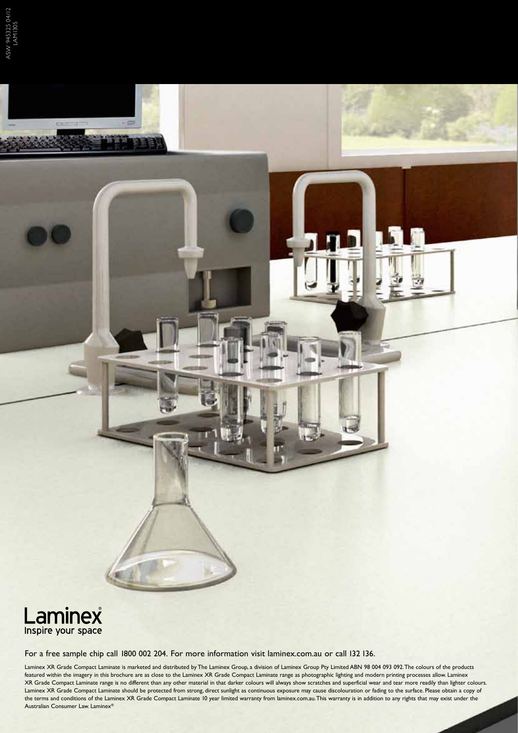ASW 945325 04/12
LAM1305

Laminex®
Inspire your space

For a free sample chip call 1800 002 204. For more information visit laminex.com.au or call 132 136.

Laminex XR Grade Compact Laminate is marketed and distributed by The Laminex Group, a division of Laminex Group Pty Limited ABN 98 004 093 092. The colours of the products featured within the imagery in this brochure are as close to the Laminex XR Grade Compact Laminate range as photographic lighting and modern printing processes allow. Laminex XR Grade Compact Laminate range is no different than any other material in that darker colours will always show scratches and superficial wear and tear more readily than lighter colours. Laminex XR Grade Compact Laminate should be protected from strong, direct sunlight as continuous exposure may cause discolouration or fading to the surface. Please obtain a copy of the terms and conditions of the Laminex XR Grade Compact Laminate 10 year limited warranty from laminex.com.au. This warranty is in addition to any rights that may exist under the Australian Consumer Law. Laminex®